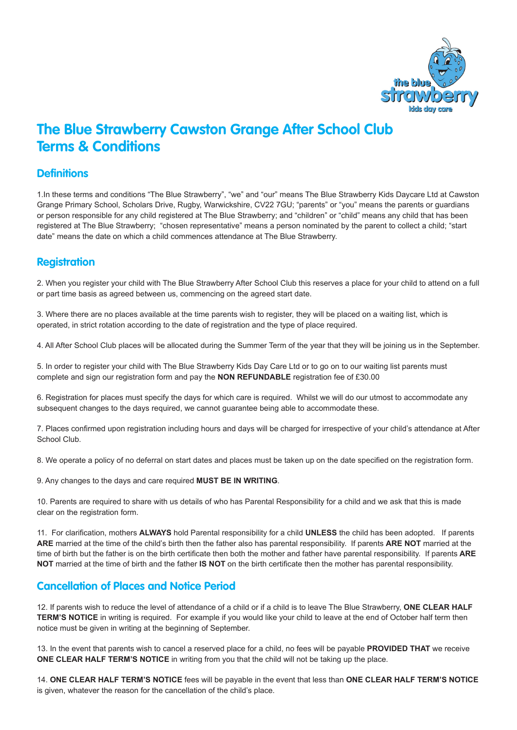# The Blue Strawberry Cawston Grange After School Club Terms & Conditions

## Definitions

1.In these terms and conditions "The Blue Strawberry", "we" and "our" means The Blue Strawberry Kids Daycare Ltd at Cawston Grange Primary School, Scholars Drive, Rugby, Warwickshire, CV22 7GU; "parents" or "you" means the parents or guardians or person responsible for any child registered at The Blue Strawberry; and "children" or "child" means any child that has been registered at The Blue Strawberry; "chosen representative" means a person nominated by the parent to collect a child; "start date" means the date on which a child commences attendance at The Blue Strawberry.

## Registration

2. When you register your child with The Blue Strawberry After School Club this reserves a place for your child to attend on a full or part time basis as agreed between us, commencing on the agreed start date.

3. Where there are no places available at the time parents wish to register, they will be placed on a waiting list, which is operated, in strict rotation according to the date of registration and the type of place required.

4. All After School Club places will be allocated during the Summer Term of the year that they will be joining us in the September.

5. In order to register your child with The Blue Strawberry Kids Day Care Ltd or to go on to our waiting list parents must complete and sign our registration form and pay the **NON REFUNDABLE** registration fee of £30.00

6. Registration for places must specify the days for which care is required. Whilst we will do our utmost to accommodate any subsequent changes to the days required, we cannot guarantee being able to accommodate these.

7. Places confirmed upon registration including hours and days will be charged for irrespective of your child's attendance at After School Club.

8. We operate a policy of no deferral on start dates and places must be taken up on the date specified on the registration form.

9. Any changes to the days and care required **MUST BE IN WRITING**.

10. Parents are required to share with us details of who has Parental Responsibility for a child and we ask that this is made clear on the registration form.

11. For clarification, mothers **ALWAYS** hold Parental responsibility for a child **UNLESS** the child has been adopted. If parents **ARE** married at the time of the child's birth then the father also has parental responsibility. If parents **ARE NOT** married at the time of birth but the father is on the birth certificate then both the mother and father have parental responsibility. If parents **ARE NOT** married at the time of birth and the father **IS NOT** on the birth certificate then the mother has parental responsibility.

## Cancellation of Places and Notice Period

12. If parents wish to reduce the level of attendance of a child or if a child is to leave The Blue Strawberry, **ONE CLEAR HALF TERM'S NOTICE** in writing is required. For example if you would like your child to leave at the end of October half term then notice must be given in writing at the beginning of September.

13. In the event that parents wish to cancel a reserved place for a child, no fees will be payable **PROVIDED THAT** we receive **ONE CLEAR HALF TERM'S NOTICE** in writing from you that the child will not be taking up the place.

14. **ONE CLEAR HALF TERM'S NOTICE** fees will be payable in the event that less than **ONE CLEAR HALF TERM'S NOTICE** is given, whatever the reason for the cancellation of the child's place.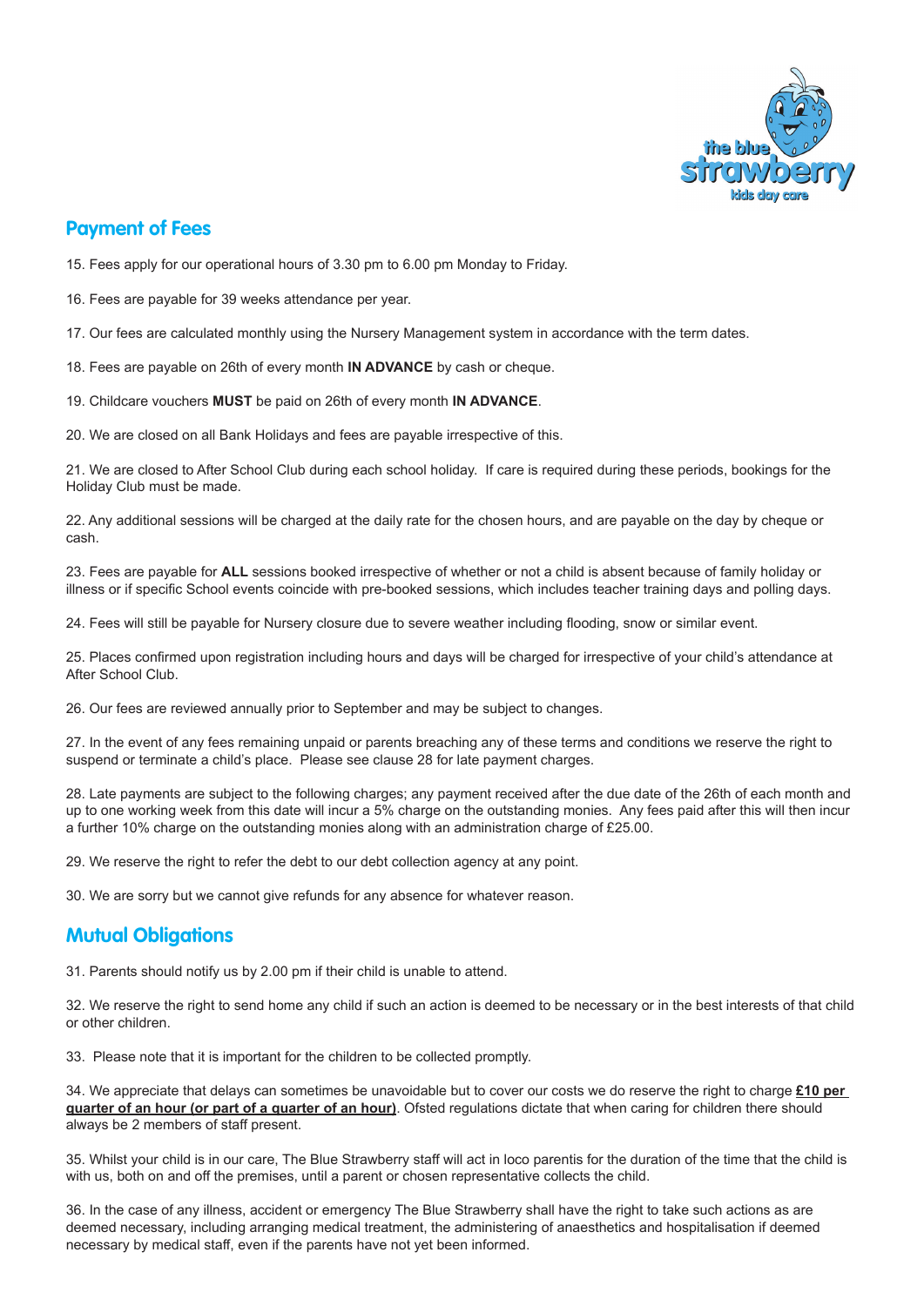## Payment of Fees

15. Fees apply for our operational hours of 3.30 pm to 6.00 pm Monday to Friday.

16. Fees are payable for 39 weeks attendance per year.

17. Our fees are calculated monthly using the Nursery Management system in accordance with the term dates.

18. Fees are payable on 26th of every month **IN ADVANCE** by cash or cheque.

19. Childcare vouchers **MUST** be paid on 26th of every month **IN ADVANCE**.

20. We are closed on all Bank Holidays and fees are payable irrespective of this.

21. We are closed to After School Club during each school holiday. If care is required during these periods, bookings for the Holiday Club must be made.

22. Any additional sessions will be charged at the daily rate for the chosen hours, and are payable on the day by cheque or cash.

23. Fees are payable for **ALL** sessions booked irrespective of whether or not a child is absent because of family holiday or illness or if specific School events coincide with pre-booked sessions, which includes teacher training days and polling days.

24. Fees will still be payable for Nursery closure due to severe weather including flooding, snow or similar event.

25. Places confirmed upon registration including hours and days will be charged for irrespective of your child's attendance at After School Club.

26. Our fees are reviewed annually prior to September and may be subject to changes.

27. In the event of any fees remaining unpaid or parents breaching any of these terms and conditions we reserve the right to suspend or terminate a child's place. Please see clause 28 for late payment charges.

28. Late payments are subject to the following charges; any payment received after the due date of the 26th of each month and up to one working week from this date will incur a 5% charge on the outstanding monies. Any fees paid after this will then incur a further 10% charge on the outstanding monies along with an administration charge of £25.00.

29. We reserve the right to refer the debt to our debt collection agency at any point.

30. We are sorry but we cannot give refunds for any absence for whatever reason.

## Mutual Obligations

31. Parents should notify us by 2.00 pm if their child is unable to attend.

32. We reserve the right to send home any child if such an action is deemed to be necessary or in the best interests of that child or other children.

33. Please note that it is important for the children to be collected promptly.

34. We appreciate that delays can sometimes be unavoidable but to cover our costs we do reserve the right to charge **£10 per quarter of an hour (or part of a quarter of an hour)**. Ofsted regulations dictate that when caring for children there should always be 2 members of staff present.

35. Whilst your child is in our care, The Blue Strawberry staff will act in loco parentis for the duration of the time that the child is with us, both on and off the premises, until a parent or chosen representative collects the child.

36. In the case of any illness, accident or emergency The Blue Strawberry shall have the right to take such actions as are deemed necessary, including arranging medical treatment, the administering of anaesthetics and hospitalisation if deemed necessary by medical staff, even if the parents have not yet been informed.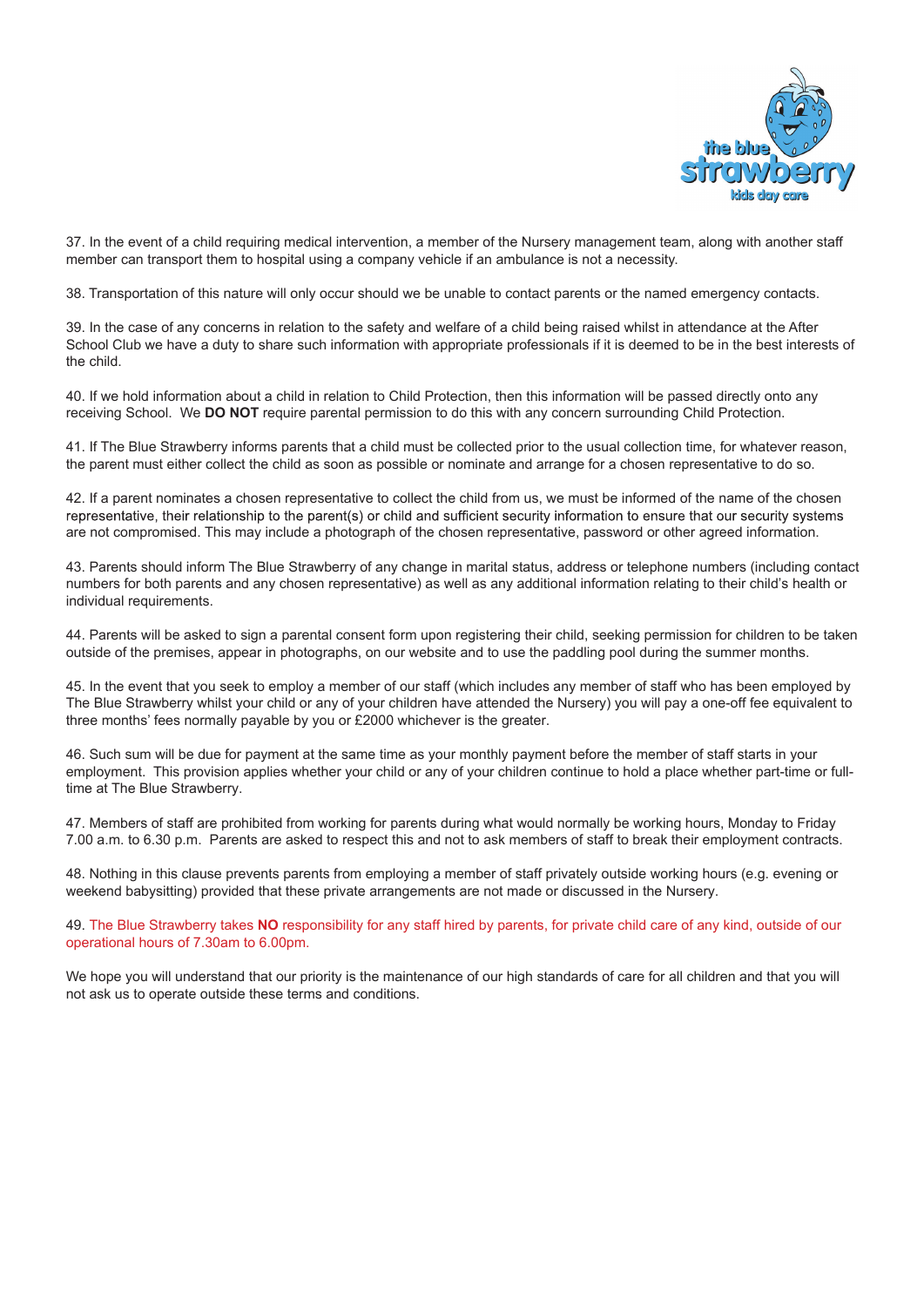37. In the event of a child requiring medical intervention, a member of the Nursery management team, along with another staff member can transport them to hospital using a company vehicle if an ambulance is not a necessity.

38. Transportation of this nature will only occur should we be unable to contact parents or the named emergency contacts.

39. In the case of any concerns in relation to the safety and welfare of a child being raised whilst in attendance at the After School Club we have a duty to share such information with appropriate professionals if it is deemed to be in the best interests of the child.

40. If we hold information about a child in relation to Child Protection, then this information will be passed directly onto any receiving School. We **DO NOT** require parental permission to do this with any concern surrounding Child Protection.

41. If The Blue Strawberry informs parents that a child must be collected prior to the usual collection time, for whatever reason, the parent must either collect the child as soon as possible or nominate and arrange for a chosen representative to do so.

42. If a parent nominates a chosen representative to collect the child from us, we must be informed of the name of the chosen representative, their relationship to the parent(s) or child and sufficient security information to ensure that our security systems are not compromised. This may include a photograph of the chosen representative, password or other agreed information.

43. Parents should inform The Blue Strawberry of any change in marital status, address or telephone numbers (including contact numbers for both parents and any chosen representative) as well as any additional information relating to their child's health or individual requirements.

44. Parents will be asked to sign a parental consent form upon registering their child, seeking permission for children to be taken outside of the premises, appear in photographs, on our website and to use the paddling pool during the summer months.

45. In the event that you seek to employ a member of our staff (which includes any member of staff who has been employed by The Blue Strawberry whilst your child or any of your children have attended the Nursery) you will pay a one-off fee equivalent to three months' fees normally payable by you or £2000 whichever is the greater.

46. Such sum will be due for payment at the same time as your monthly payment before the member of staff starts in your employment. This provision applies whether your child or any of your children continue to hold a place whether part-time or full-time at The Blue Strawberry.

47. Members of staff are prohibited from working for parents during what would normally be working hours, Monday to Friday 7.00 a.m. to 6.30 p.m. Parents are asked to respect this and not to ask members of staff to break their employment contracts.

48. Nothing in this clause prevents parents from employing a member of staff privately outside working hours (e.g. evening or weekend babysitting) provided that these private arrangements are not made or discussed in the Nursery.

49. The Blue Strawberry takes **NO** responsibility for any staff hired by parents, for private child care of any kind, outside of our operational hours of 7.30am to 6.00pm.

We hope you will understand that our priority is the maintenance of our high standards of care for all children and that you will not ask us to operate outside these terms and conditions.